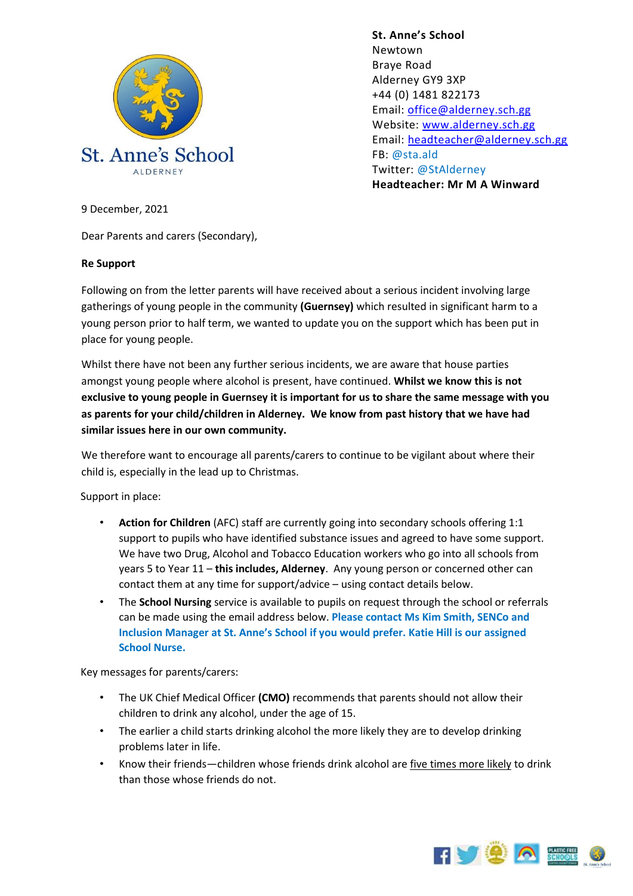St. Anne's School
ALDERNEY

**St. Anne's School**
Newtown
Braye Road
Alderney GY9 3XP
+44 (0) 1481 822173
Email: office@alderney.sch.gg
Website: www.alderney.sch.gg
Email: headteacher@alderney.sch.gg
FB: @sta.ald
Twitter: @StAlderney
**Headteacher: Mr M A Winward**

9 December, 2021

Dear Parents and carers (Secondary),

**Re Support**

Following on from the letter parents will have received about a serious incident involving large gatherings of young people in the community **(Guernsey)** which resulted in significant harm to a young person prior to half term, we wanted to update you on the support which has been put in place for young people.

Whilst there have not been any further serious incidents, we are aware that house parties amongst young people where alcohol is present, have continued. **Whilst we know this is not exclusive to young people in Guernsey it is important for us to share the same message with you as parents for your child/children in Alderney. We know from past history that we have had similar issues here in our own community.**

We therefore want to encourage all parents/carers to continue to be vigilant about where their child is, especially in the lead up to Christmas.

Support in place:

- **Action for Children** (AFC) staff are currently going into secondary schools offering 1:1 support to pupils who have identified substance issues and agreed to have some support. We have two Drug, Alcohol and Tobacco Education workers who go into all schools from years 5 to Year 11 – **this includes, Alderney**. Any young person or concerned other can contact them at any time for support/advice – using contact details below.
- The **School Nursing** service is available to pupils on request through the school or referrals can be made using the email address below. **Please contact Ms Kim Smith, SENCo and Inclusion Manager at St. Anne's School if you would prefer. Katie Hill is our assigned School Nurse.**

Key messages for parents/carers:

- The UK Chief Medical Officer **(CMO)** recommends that parents should not allow their children to drink any alcohol, under the age of 15.
- The earlier a child starts drinking alcohol the more likely they are to develop drinking problems later in life.
- Know their friends—children whose friends drink alcohol are five times more likely to drink than those whose friends do not.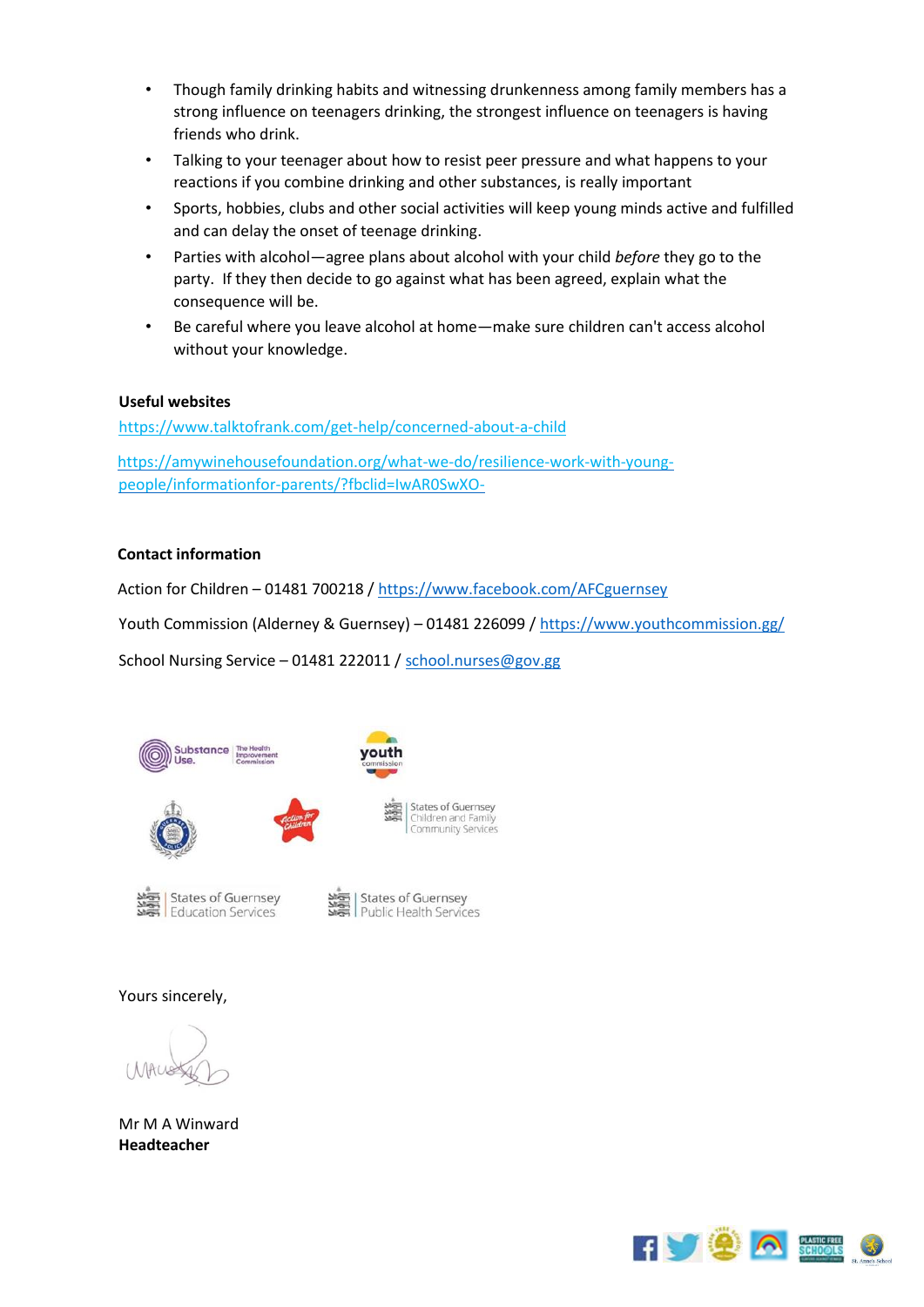- Though family drinking habits and witnessing drunkenness among family members has a strong influence on teenagers drinking, the strongest influence on teenagers is having friends who drink.
- Talking to your teenager about how to resist peer pressure and what happens to your reactions if you combine drinking and other substances, is really important
- Sports, hobbies, clubs and other social activities will keep young minds active and fulfilled and can delay the onset of teenage drinking.
- Parties with alcohol—agree plans about alcohol with your child *before* they go to the party. If they then decide to go against what has been agreed, explain what the consequence will be.
- Be careful where you leave alcohol at home—make sure children can't access alcohol without your knowledge.

**Useful websites**

https://www.talktofrank.com/get-help/concerned-about-a-child

https://amywinehousefoundation.org/what-we-do/resilience-work-with-young-people/informationfor-parents/?fbclid=IwAR0SwXO-

**Contact information**

Action for Children – 01481 700218 / https://www.facebook.com/AFCguernsey

Youth Commission (Alderney & Guernsey) – 01481 226099 / https://www.youthcommission.gg/

School Nursing Service – 01481 222011 / school.nurses@gov.gg

Substance Use. The Health Improvement Commission

youth commission

Action for Children

States of Guernsey Children and Family Community Services

States of Guernsey Education Services

States of Guernsey Public Health Services

Yours sincerely,

Mr M A Winward
**Headteacher**